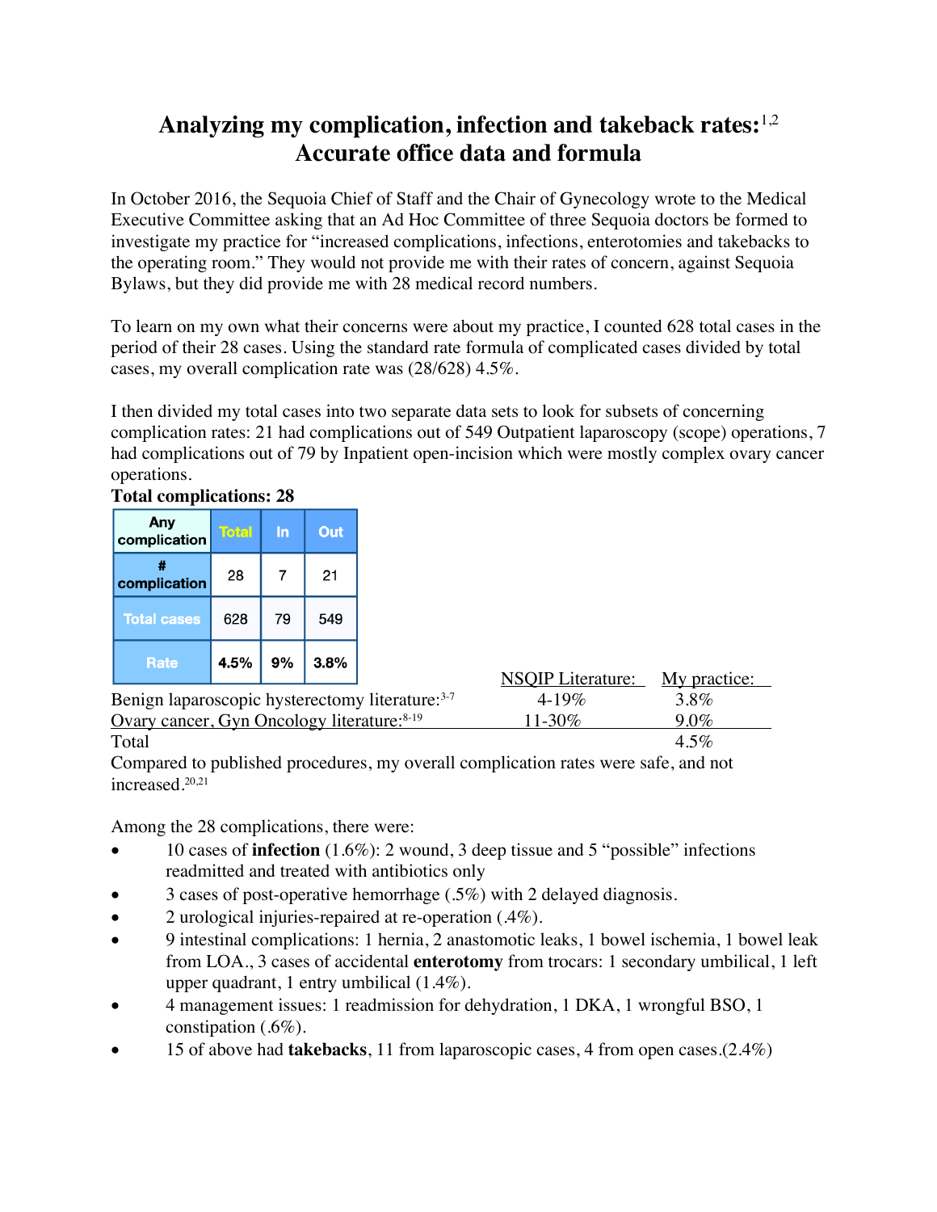# Analyzing my complication, infection and takeback rates:[1,2] Accurate office data and formula

In October 2016, the Sequoia Chief of Staff and the Chair of Gynecology wrote to the Medical Executive Committee asking that an Ad Hoc Committee of three Sequoia doctors be formed to investigate my practice for "increased complications, infections, enterotomies and takebacks to the operating room." They would not provide me with their rates of concern, against Sequoia Bylaws, but they did provide me with 28 medical record numbers.

To learn on my own what their concerns were about my practice, I counted 628 total cases in the period of their 28 cases. Using the standard rate formula of complicated cases divided by total cases, my overall complication rate was (28/628) 4.5%.

I then divided my total cases into two separate data sets to look for subsets of concerning complication rates: 21 had complications out of 549 Outpatient laparoscopy (scope) operations, 7 had complications out of 79 by Inpatient open-incision which were mostly complex ovary cancer operations.

**Total complications: 28**

| Any complication | Total | In | Out |
|---|---|---|---|
| # complication | 28 | 7 | 21 |
| Total cases | 628 | 79 | 549 |
| Rate | **4.5%** | **9%** | **3.8%** |

| | NSQIP Literature: | My practice: |
|---|---|---|
| Benign laparoscopic hysterectomy literature:[3-7] | 4-19% | 3.8% |
| Ovary cancer, Gyn Oncology literature:[8-19] | 11-30% | 9.0% |
| Total | | 4.5% |

Compared to published procedures, my overall complication rates were safe, and not increased.[20,21]

Among the 28 complications, there were:

- 10 cases of **infection** (1.6%): 2 wound, 3 deep tissue and 5 "possible" infections readmitted and treated with antibiotics only
- 3 cases of post-operative hemorrhage (.5%) with 2 delayed diagnosis.
- 2 urological injuries-repaired at re-operation (.4%).
- 9 intestinal complications: 1 hernia, 2 anastomotic leaks, 1 bowel ischemia, 1 bowel leak from LOA., 3 cases of accidental **enterotomy** from trocars: 1 secondary umbilical, 1 left upper quadrant, 1 entry umbilical (1.4%).
- 4 management issues: 1 readmission for dehydration, 1 DKA, 1 wrongful BSO, 1 constipation (.6%).
- 15 of above had **takebacks**, 11 from laparoscopic cases, 4 from open cases.(2.4%)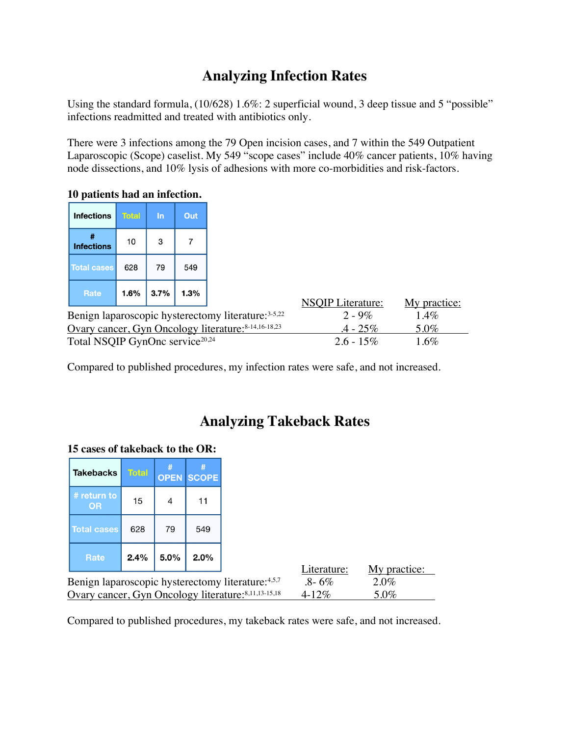# Analyzing Infection Rates

Using the standard formula, (10/628) 1.6%: 2 superficial wound, 3 deep tissue and 5 "possible" infections readmitted and treated with antibiotics only.

There were 3 infections among the 79 Open incision cases, and 7 within the 549 Outpatient Laparoscopic (Scope) caselist. My 549 "scope cases" include 40% cancer patients, 10% having node dissections, and 10% lysis of adhesions with more co-morbidities and risk-factors.

**10 patients had an infection.**

| Infections | Total | In | Out |
|---|---|---|---|
| # Infections | 10 | 3 | 7 |
| Total cases | 628 | 79 | 549 |
| Rate | **1.6%** | **3.7%** | **1.3%** |

| | NSQIP Literature: | My practice: |
|---|---|---|
| Benign laparoscopic hysterectomy literature:[3-5,22] | 2 - 9% | 1.4% |
| Ovary cancer, Gyn Oncology literature:[8-14,16-18,23] | .4 - 25% | 5.0% |
| Total NSQIP GynOnc service[20,24] | 2.6 - 15% | 1.6% |

Compared to published procedures, my infection rates were safe, and not increased.

# Analyzing Takeback Rates

**15 cases of takeback to the OR:**

| Takebacks | Total | # OPEN | # SCOPE |
|---|---|---|---|
| # return to OR | 15 | 4 | 11 |
| Total cases | 628 | 79 | 549 |
| Rate | **2.4%** | **5.0%** | **2.0%** |

| | Literature: | My practice: |
|---|---|---|
| Benign laparoscopic hysterectomy literature:[4,5,7] | .8- 6% | 2.0% |
| Ovary cancer, Gyn Oncology literature:[8,11,13-15,18] | 4-12% | 5.0% |

Compared to published procedures, my takeback rates were safe, and not increased.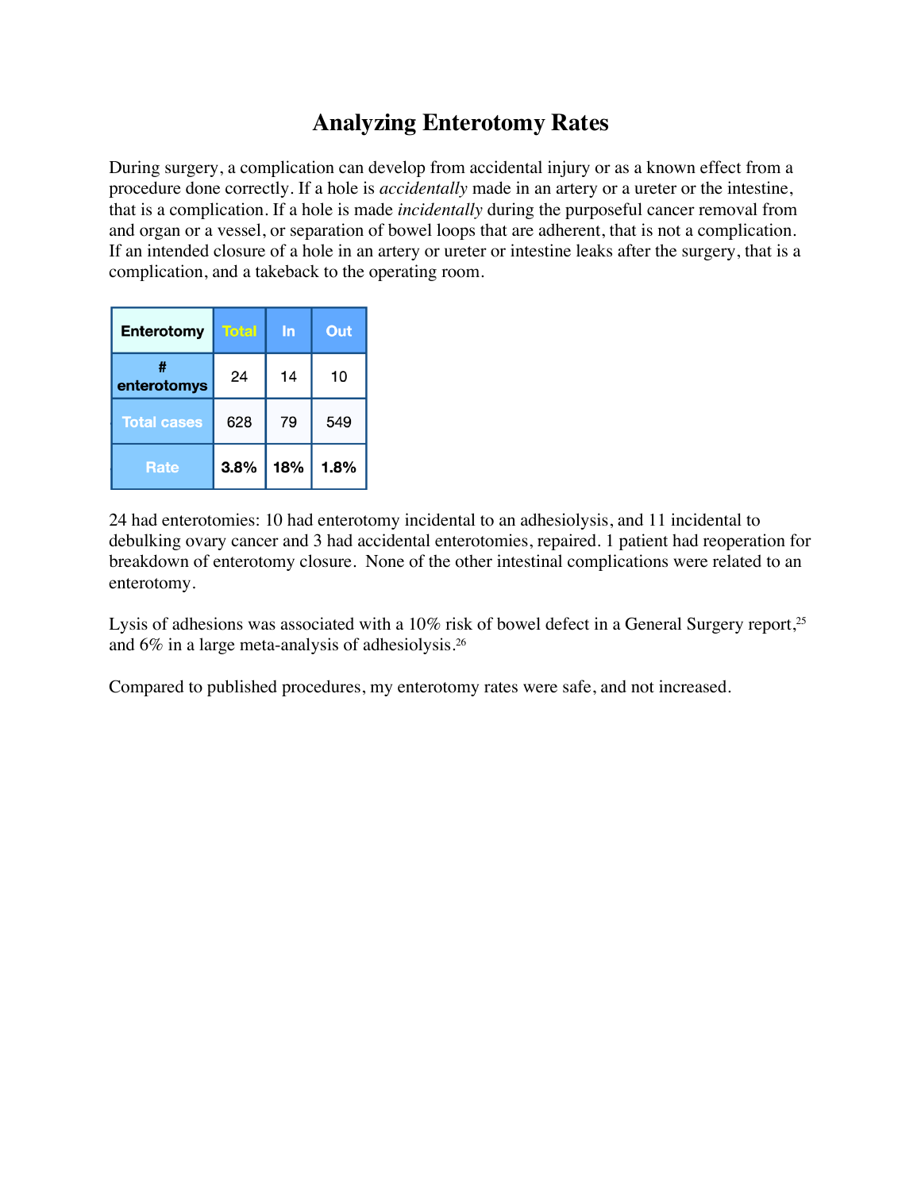# Analyzing Enterotomy Rates

During surgery, a complication can develop from accidental injury or as a known effect from a procedure done correctly. If a hole is *accidentally* made in an artery or a ureter or the intestine, that is a complication. If a hole is made *incidentally* during the purposeful cancer removal from and organ or a vessel, or separation of bowel loops that are adherent, that is not a complication. If an intended closure of a hole in an artery or ureter or intestine leaks after the surgery, that is a complication, and a takeback to the operating room.

| Enterotomy | Total | In | Out |
|---|---|---|---|
| # enterotomys | 24 | 14 | 10 |
| Total cases | 628 | 79 | 549 |
| Rate | **3.8%** | **18%** | **1.8%** |

24 had enterotomies: 10 had enterotomy incidental to an adhesiolysis, and 11 incidental to debulking ovary cancer and 3 had accidental enterotomies, repaired. 1 patient had reoperation for breakdown of enterotomy closure. None of the other intestinal complications were related to an enterotomy.

Lysis of adhesions was associated with a 10% risk of bowel defect in a General Surgery report,[25] and 6% in a large meta-analysis of adhesiolysis.[26]

Compared to published procedures, my enterotomy rates were safe, and not increased.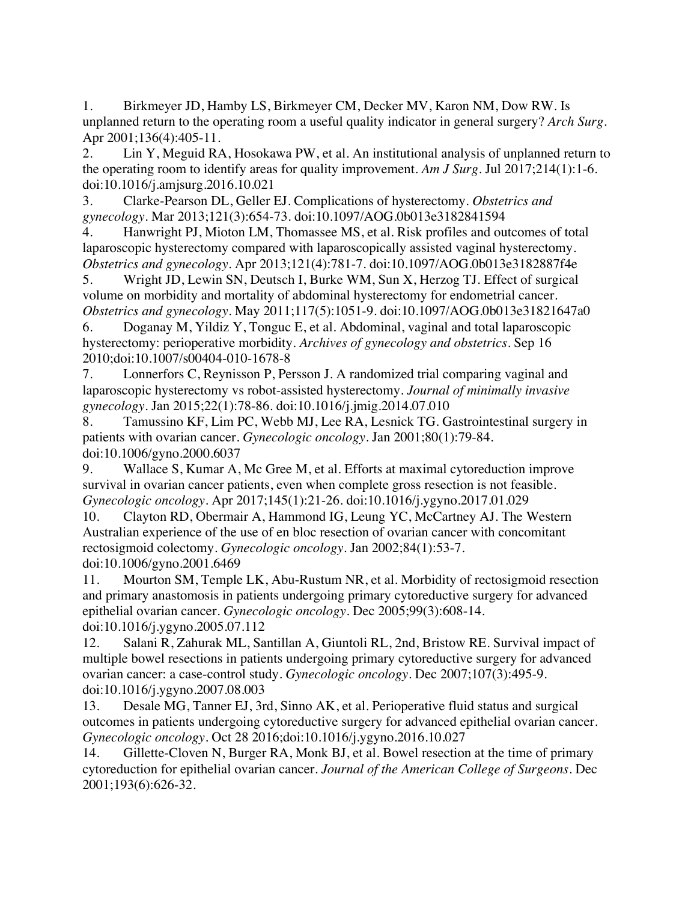1. Birkmeyer JD, Hamby LS, Birkmeyer CM, Decker MV, Karon NM, Dow RW. Is unplanned return to the operating room a useful quality indicator in general surgery? *Arch Surg*. Apr 2001;136(4):405-11.
2. Lin Y, Meguid RA, Hosokawa PW, et al. An institutional analysis of unplanned return to the operating room to identify areas for quality improvement. *Am J Surg*. Jul 2017;214(1):1-6. doi:10.1016/j.amjsurg.2016.10.021
3. Clarke-Pearson DL, Geller EJ. Complications of hysterectomy. *Obstetrics and gynecology*. Mar 2013;121(3):654-73. doi:10.1097/AOG.0b013e3182841594
4. Hanwright PJ, Mioton LM, Thomassee MS, et al. Risk profiles and outcomes of total laparoscopic hysterectomy compared with laparoscopically assisted vaginal hysterectomy. *Obstetrics and gynecology*. Apr 2013;121(4):781-7. doi:10.1097/AOG.0b013e3182887f4e
5. Wright JD, Lewin SN, Deutsch I, Burke WM, Sun X, Herzog TJ. Effect of surgical volume on morbidity and mortality of abdominal hysterectomy for endometrial cancer. *Obstetrics and gynecology*. May 2011;117(5):1051-9. doi:10.1097/AOG.0b013e31821647a0
6. Doganay M, Yildiz Y, Tonguc E, et al. Abdominal, vaginal and total laparoscopic hysterectomy: perioperative morbidity. *Archives of gynecology and obstetrics*. Sep 16 2010;doi:10.1007/s00404-010-1678-8
7. Lonnerfors C, Reynisson P, Persson J. A randomized trial comparing vaginal and laparoscopic hysterectomy vs robot-assisted hysterectomy. *Journal of minimally invasive gynecology*. Jan 2015;22(1):78-86. doi:10.1016/j.jmig.2014.07.010
8. Tamussino KF, Lim PC, Webb MJ, Lee RA, Lesnick TG. Gastrointestinal surgery in patients with ovarian cancer. *Gynecologic oncology*. Jan 2001;80(1):79-84. doi:10.1006/gyno.2000.6037
9. Wallace S, Kumar A, Mc Gree M, et al. Efforts at maximal cytoreduction improve survival in ovarian cancer patients, even when complete gross resection is not feasible. *Gynecologic oncology*. Apr 2017;145(1):21-26. doi:10.1016/j.ygyno.2017.01.029
10. Clayton RD, Obermair A, Hammond IG, Leung YC, McCartney AJ. The Western Australian experience of the use of en bloc resection of ovarian cancer with concomitant rectosigmoid colectomy. *Gynecologic oncology*. Jan 2002;84(1):53-7. doi:10.1006/gyno.2001.6469
11. Mourton SM, Temple LK, Abu-Rustum NR, et al. Morbidity of rectosigmoid resection and primary anastomosis in patients undergoing primary cytoreductive surgery for advanced epithelial ovarian cancer. *Gynecologic oncology*. Dec 2005;99(3):608-14. doi:10.1016/j.ygyno.2005.07.112
12. Salani R, Zahurak ML, Santillan A, Giuntoli RL, 2nd, Bristow RE. Survival impact of multiple bowel resections in patients undergoing primary cytoreductive surgery for advanced ovarian cancer: a case-control study. *Gynecologic oncology*. Dec 2007;107(3):495-9. doi:10.1016/j.ygyno.2007.08.003
13. Desale MG, Tanner EJ, 3rd, Sinno AK, et al. Perioperative fluid status and surgical outcomes in patients undergoing cytoreductive surgery for advanced epithelial ovarian cancer. *Gynecologic oncology*. Oct 28 2016;doi:10.1016/j.ygyno.2016.10.027
14. Gillette-Cloven N, Burger RA, Monk BJ, et al. Bowel resection at the time of primary cytoreduction for epithelial ovarian cancer. *Journal of the American College of Surgeons*. Dec 2001;193(6):626-32.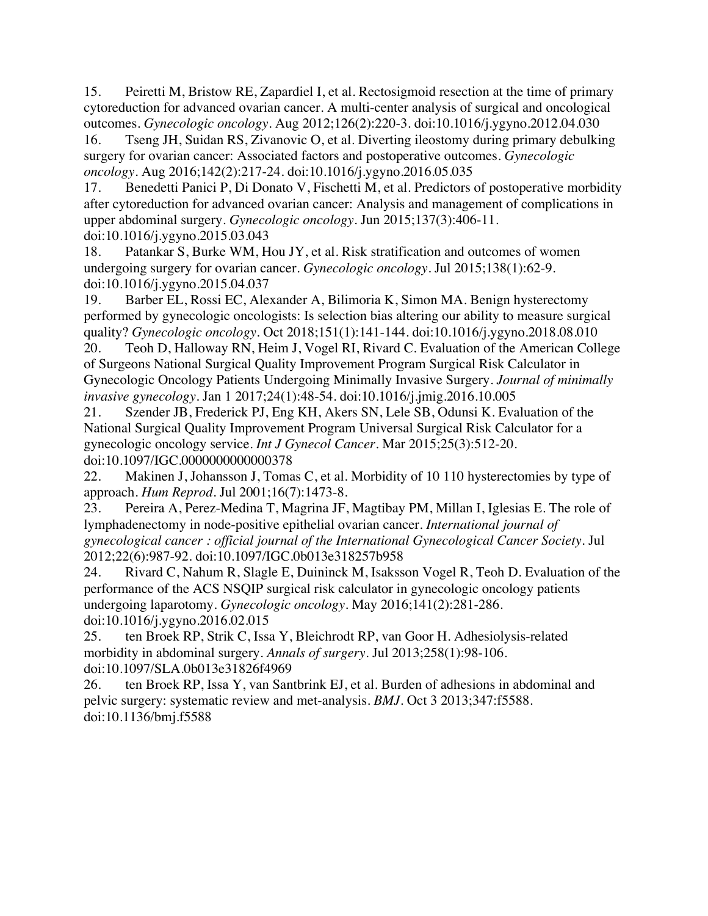15. Peiretti M, Bristow RE, Zapardiel I, et al. Rectosigmoid resection at the time of primary cytoreduction for advanced ovarian cancer. A multi-center analysis of surgical and oncological outcomes. *Gynecologic oncology*. Aug 2012;126(2):220-3. doi:10.1016/j.ygyno.2012.04.030
16. Tseng JH, Suidan RS, Zivanovic O, et al. Diverting ileostomy during primary debulking surgery for ovarian cancer: Associated factors and postoperative outcomes. *Gynecologic oncology*. Aug 2016;142(2):217-24. doi:10.1016/j.ygyno.2016.05.035
17. Benedetti Panici P, Di Donato V, Fischetti M, et al. Predictors of postoperative morbidity after cytoreduction for advanced ovarian cancer: Analysis and management of complications in upper abdominal surgery. *Gynecologic oncology*. Jun 2015;137(3):406-11. doi:10.1016/j.ygyno.2015.03.043
18. Patankar S, Burke WM, Hou JY, et al. Risk stratification and outcomes of women undergoing surgery for ovarian cancer. *Gynecologic oncology*. Jul 2015;138(1):62-9. doi:10.1016/j.ygyno.2015.04.037
19. Barber EL, Rossi EC, Alexander A, Bilimoria K, Simon MA. Benign hysterectomy performed by gynecologic oncologists: Is selection bias altering our ability to measure surgical quality? *Gynecologic oncology*. Oct 2018;151(1):141-144. doi:10.1016/j.ygyno.2018.08.010
20. Teoh D, Halloway RN, Heim J, Vogel RI, Rivard C. Evaluation of the American College of Surgeons National Surgical Quality Improvement Program Surgical Risk Calculator in Gynecologic Oncology Patients Undergoing Minimally Invasive Surgery. *Journal of minimally invasive gynecology*. Jan 1 2017;24(1):48-54. doi:10.1016/j.jmig.2016.10.005
21. Szender JB, Frederick PJ, Eng KH, Akers SN, Lele SB, Odunsi K. Evaluation of the National Surgical Quality Improvement Program Universal Surgical Risk Calculator for a gynecologic oncology service. *Int J Gynecol Cancer*. Mar 2015;25(3):512-20. doi:10.1097/IGC.0000000000000378
22. Makinen J, Johansson J, Tomas C, et al. Morbidity of 10 110 hysterectomies by type of approach. *Hum Reprod*. Jul 2001;16(7):1473-8.
23. Pereira A, Perez-Medina T, Magrina JF, Magtibay PM, Millan I, Iglesias E. The role of lymphadenectomy in node-positive epithelial ovarian cancer. *International journal of gynecological cancer : official journal of the International Gynecological Cancer Society*. Jul 2012;22(6):987-92. doi:10.1097/IGC.0b013e318257b958
24. Rivard C, Nahum R, Slagle E, Duininck M, Isaksson Vogel R, Teoh D. Evaluation of the performance of the ACS NSQIP surgical risk calculator in gynecologic oncology patients undergoing laparotomy. *Gynecologic oncology*. May 2016;141(2):281-286. doi:10.1016/j.ygyno.2016.02.015
25. ten Broek RP, Strik C, Issa Y, Bleichrodt RP, van Goor H. Adhesiolysis-related morbidity in abdominal surgery. *Annals of surgery*. Jul 2013;258(1):98-106. doi:10.1097/SLA.0b013e31826f4969
26. ten Broek RP, Issa Y, van Santbrink EJ, et al. Burden of adhesions in abdominal and pelvic surgery: systematic review and met-analysis. *BMJ*. Oct 3 2013;347:f5588. doi:10.1136/bmj.f5588